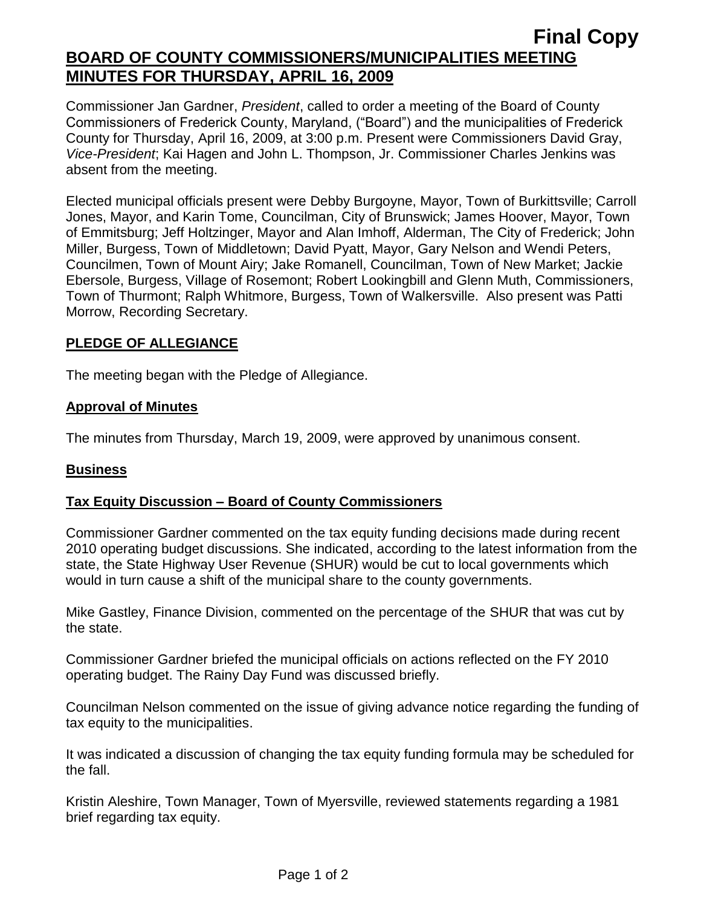**Final Copy**

# BOARD OF COUNTY COMMISSIONERS/MUNICIPALITIES MEETING MINUTES FOR THURSDAY, APRIL 16, 2009

Commissioner Jan Gardner, *President*, called to order a meeting of the Board of County Commissioners of Frederick County, Maryland, ("Board") and the municipalities of Frederick County for Thursday, April 16, 2009, at 3:00 p.m. Present were Commissioners David Gray, *Vice-President*; Kai Hagen and John L. Thompson, Jr. Commissioner Charles Jenkins was absent from the meeting.

Elected municipal officials present were Debby Burgoyne, Mayor, Town of Burkittsville; Carroll Jones, Mayor, and Karin Tome, Councilman, City of Brunswick; James Hoover, Mayor, Town of Emmitsburg; Jeff Holtzinger, Mayor and Alan Imhoff, Alderman, The City of Frederick; John Miller, Burgess, Town of Middletown; David Pyatt, Mayor, Gary Nelson and Wendi Peters, Councilmen, Town of Mount Airy; Jake Romanell, Councilman, Town of New Market; Jackie Ebersole, Burgess, Village of Rosemont; Robert Lookingbill and Glenn Muth, Commissioners, Town of Thurmont; Ralph Whitmore, Burgess, Town of Walkersville. Also present was Patti Morrow, Recording Secretary.

## PLEDGE OF ALLEGIANCE

The meeting began with the Pledge of Allegiance.

## Approval of Minutes

The minutes from Thursday, March 19, 2009, were approved by unanimous consent.

## Business

### Tax Equity Discussion – Board of County Commissioners

Commissioner Gardner commented on the tax equity funding decisions made during recent 2010 operating budget discussions. She indicated, according to the latest information from the state, the State Highway User Revenue (SHUR) would be cut to local governments which would in turn cause a shift of the municipal share to the county governments.

Mike Gastley, Finance Division, commented on the percentage of the SHUR that was cut by the state.

Commissioner Gardner briefed the municipal officials on actions reflected on the FY 2010 operating budget. The Rainy Day Fund was discussed briefly.

Councilman Nelson commented on the issue of giving advance notice regarding the funding of tax equity to the municipalities.

It was indicated a discussion of changing the tax equity funding formula may be scheduled for the fall.

Kristin Aleshire, Town Manager, Town of Myersville, reviewed statements regarding a 1981 brief regarding tax equity.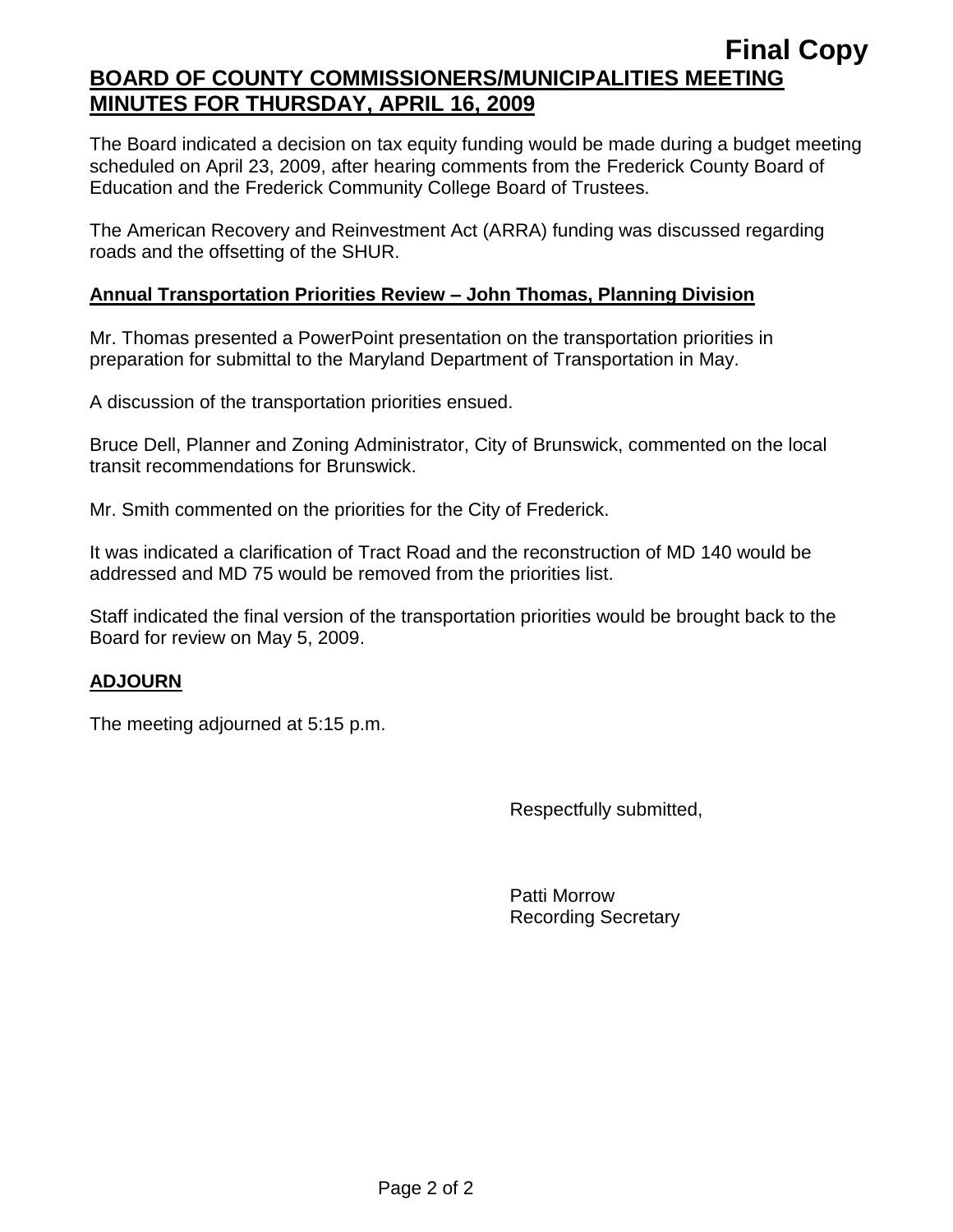**Final Copy**

**BOARD OF COUNTY COMMISSIONERS/MUNICIPALITIES MEETING MINUTES FOR THURSDAY, APRIL 16, 2009**

The Board indicated a decision on tax equity funding would be made during a budget meeting scheduled on April 23, 2009, after hearing comments from the Frederick County Board of Education and the Frederick Community College Board of Trustees.

The American Recovery and Reinvestment Act (ARRA) funding was discussed regarding roads and the offsetting of the SHUR.

**Annual Transportation Priorities Review – John Thomas, Planning Division**

Mr. Thomas presented a PowerPoint presentation on the transportation priorities in preparation for submittal to the Maryland Department of Transportation in May.

A discussion of the transportation priorities ensued.

Bruce Dell, Planner and Zoning Administrator, City of Brunswick, commented on the local transit recommendations for Brunswick.

Mr. Smith commented on the priorities for the City of Frederick.

It was indicated a clarification of Tract Road and the reconstruction of MD 140 would be addressed and MD 75 would be removed from the priorities list.

Staff indicated the final version of the transportation priorities would be brought back to the Board for review on May 5, 2009.

**ADJOURN**

The meeting adjourned at 5:15 p.m.

Respectfully submitted,

Patti Morrow
Recording Secretary